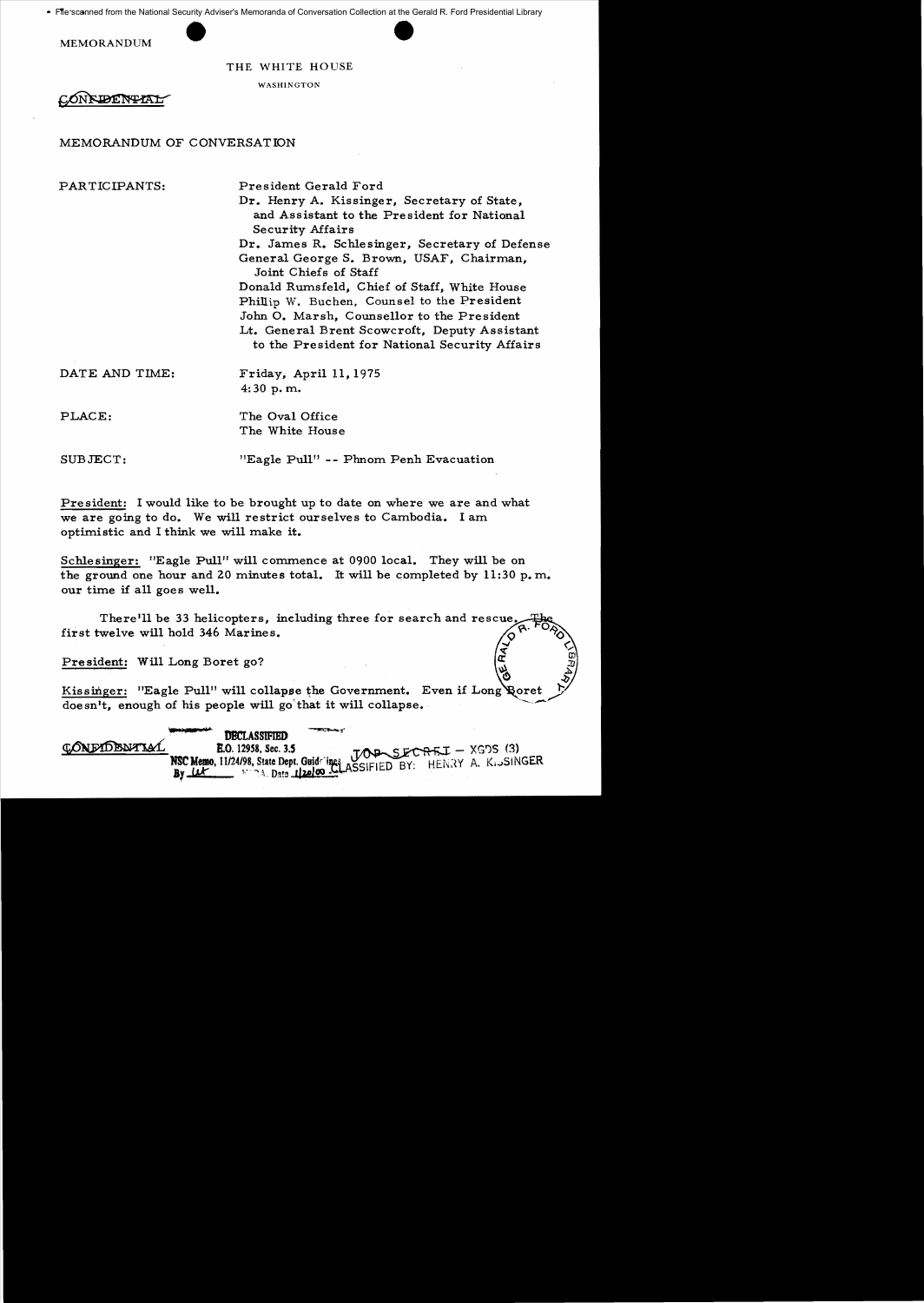File scanned from the National Security Adviser's Memoranda of Conversation Collection at the Gerald R. Ford Presidential Library

MEMORANDUM

THE WHITE HOUSE

WASHINGTON

~~CONFIDENTIAL~~

MEMORANDUM OF CONVERSATION

PARTICIPANTS: President Gerald Ford
Dr. Henry A. Kissinger, Secretary of State, and Assistant to the President for National Security Affairs
Dr. James R. Schlesinger, Secretary of Defense
General George S. Brown, USAF, Chairman, Joint Chiefs of Staff
Donald Rumsfeld, Chief of Staff, White House
Phillip W. Buchen, Counsel to the President
John O. Marsh, Counsellor to the President
Lt. General Brent Scowcroft, Deputy Assistant to the President for National Security Affairs

DATE AND TIME: Friday, April 11, 1975
4:30 p.m.

PLACE: The Oval Office
The White House

SUBJECT: "Eagle Pull" -- Phnom Penh Evacuation

President: I would like to be brought up to date on where we are and what we are going to do. We will restrict ourselves to Cambodia. I am optimistic and I think we will make it.

Schlesinger: "Eagle Pull" will commence at 0900 local. They will be on the ground one hour and 20 minutes total. It will be completed by 11:30 p.m. our time if all goes well.

There'll be 33 helicopters, including three for search and rescue. The first twelve will hold 346 Marines.

President: Will Long Boret go?

Kissinger: "Eagle Pull" will collapse the Government. Even if Long Boret doesn't, enough of his people will go that it will collapse.

~~CONFIDENTIAL~~

DECLASSIFIED
E.O. 12958, Sec. 3.5
NSC Memo, 11/24/98, State Dept. Guidelines
By [illegible] NARA, Date 1/22/00

~~TOP SECRET~~ – XGDS (3)
CLASSIFIED BY: HENRY A. KISSINGER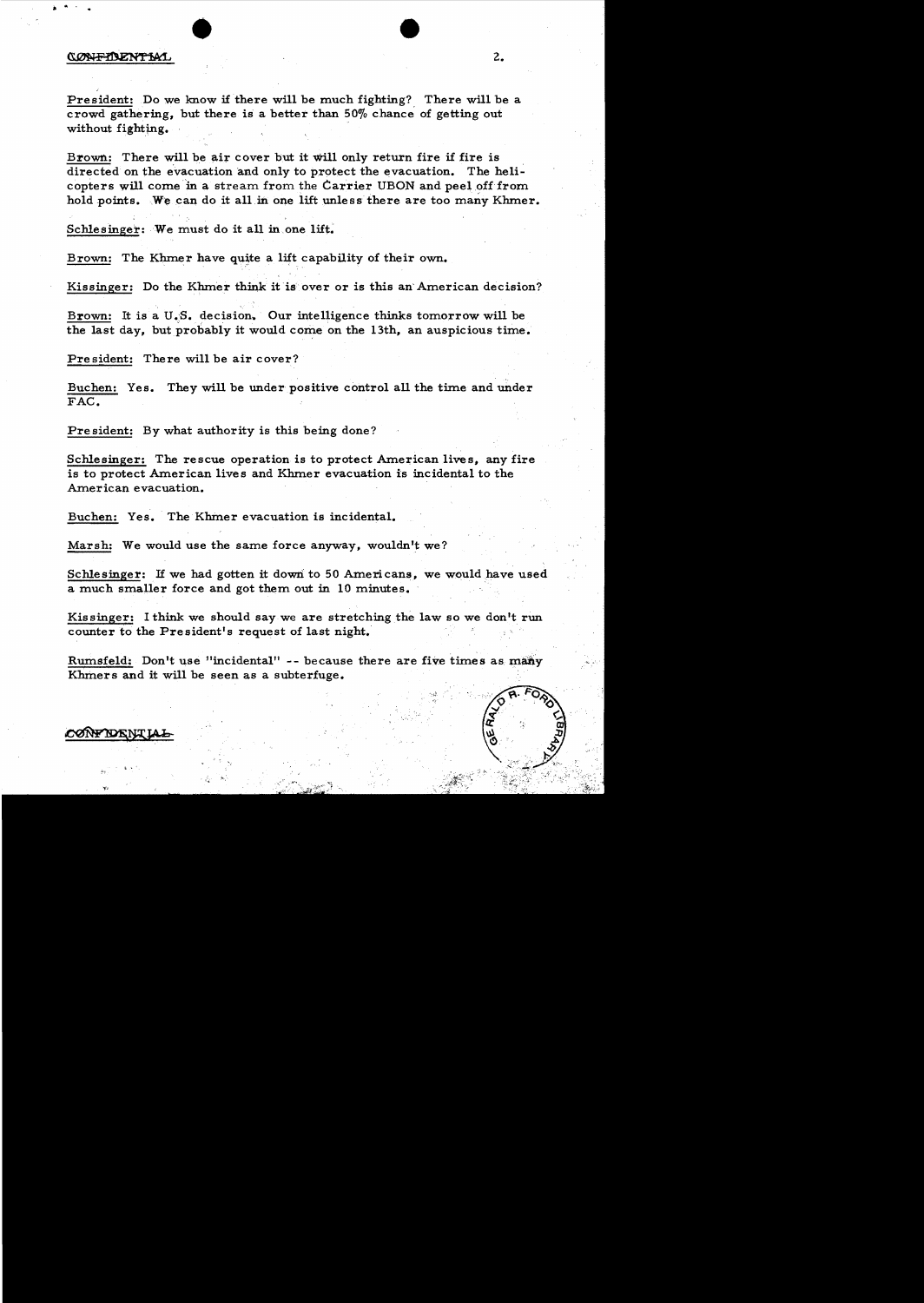CONFIDENTIAL

President: Do we know if there will be much fighting? There will be a crowd gathering, but there is a better than 50% chance of getting out without fighting.

Brown: There will be air cover but it will only return fire if fire is directed on the evacuation and only to protect the evacuation. The helicopters will come in a stream from the Carrier UBON and peel off from hold points. We can do it all in one lift unless there are too many Khmer.

Schlesinger: We must do it all in one lift.

Brown: The Khmer have quite a lift capability of their own.

Kissinger: Do the Khmer think it is over or is this an American decision?

Brown: It is a U.S. decision. Our intelligence thinks tomorrow will be the last day, but probably it would come on the 13th, an auspicious time.

President: There will be air cover?

Buchen: Yes. They will be under positive control all the time and under FAC.

President: By what authority is this being done?

Schlesinger: The rescue operation is to protect American lives, any fire is to protect American lives and Khmer evacuation is incidental to the American evacuation.

Buchen: Yes. The Khmer evacuation is incidental.

Marsh: We would use the same force anyway, wouldn't we?

Schlesinger: If we had gotten it down to 50 Americans, we would have used a much smaller force and got them out in 10 minutes.

Kissinger: I think we should say we are stretching the law so we don't run counter to the President's request of last night.

Rumsfeld: Don't use "incidental" -- because there are five times as many Khmers and it will be seen as a subterfuge.

CONFIDENTIAL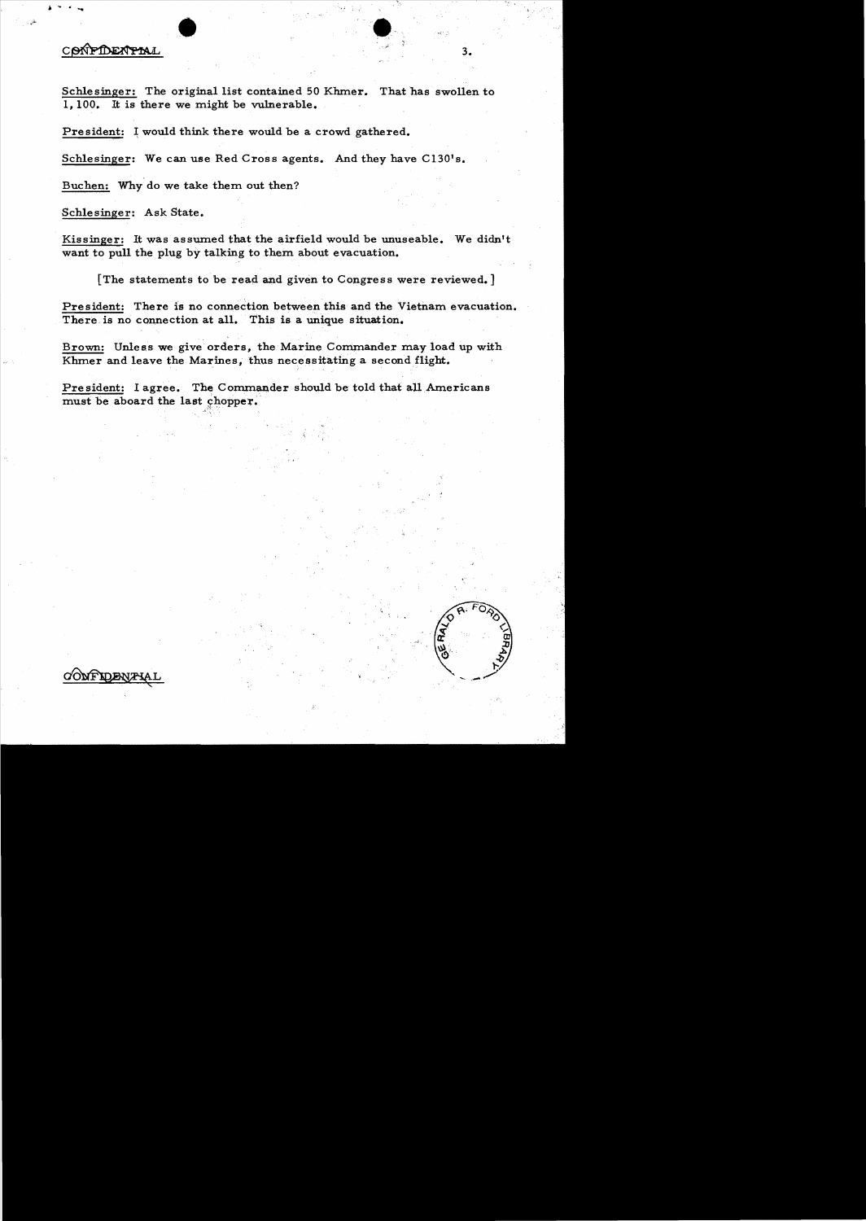CONFIDENTIAL

Schlesinger: The original list contained 50 Khmer. That has swollen to 1,100. It is there we might be vulnerable.

President: I would think there would be a crowd gathered.

Schlesinger: We can use Red Cross agents. And they have C130's.

Buchen: Why do we take them out then?

Schlesinger: Ask State.

Kissinger: It was assumed that the airfield would be unuseable. We didn't want to pull the plug by talking to them about evacuation.

[The statements to be read and given to Congress were reviewed.]

President: There is no connection between this and the Vietnam evacuation. There is no connection at all. This is a unique situation.

Brown: Unless we give orders, the Marine Commander may load up with Khmer and leave the Marines, thus necessitating a second flight.

President: I agree. The Commander should be told that all Americans must be aboard the last chopper.

CONFIDENTIAL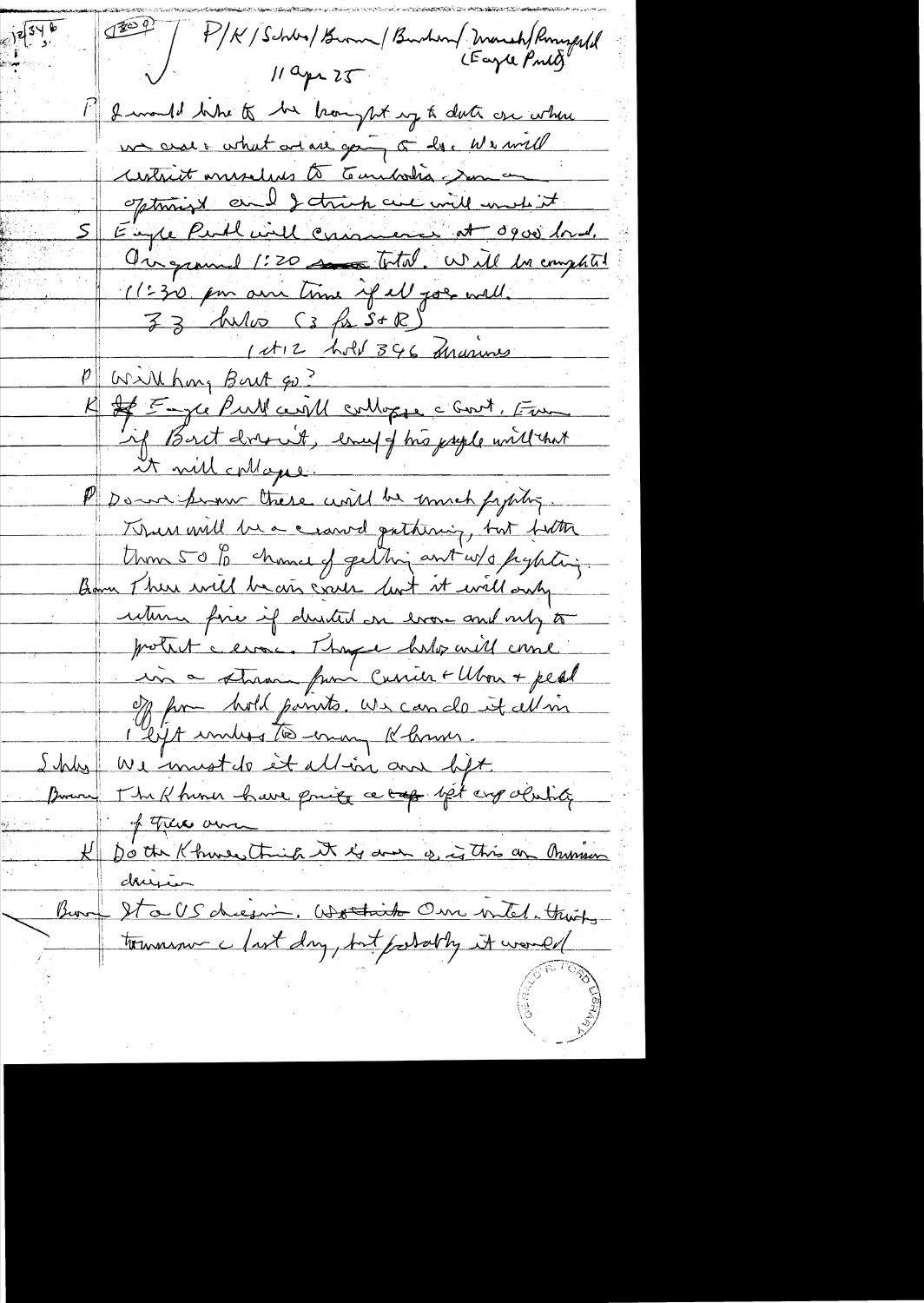P/K/Schles/Brown/Buchen/Marsh/Rumsfeld
(Eagle Pull)
11 Apr 75

P I would like to be brought up to date on where we are & what we are going to do. We will restrict ourselves to Cambodia - I am an optimist and I think we will make it

S Eagle Pull will commence at 0900 local. On ground 1:20 total. Will be completed 11:30 our time if all goes well.
33 helos (3 for S+R)
1st 12 hold 346 Marines

P Will Long Boret go?

K If Eagle Pull will collapse c Govt. Even if Boret doesn't, enough of his people will that it will collapse.

P Do we know there will be much fighting.

Schles There will be a crowd gathering, but better than 50% chance of getting out w/o fighting.

Brown There will be air cover but it will only return fire if directed on evac and only to protect c evac. Though helos will come in a stream from Carrier + Utton + peel off for hold points. We can do it all in 1 lift unless too many Khmer.

Schles We must do it all in one lift.

Brown The Khmer have pretty accurate 107 arty ability of those areas.

K Do the Khmer think it is over or is this an American decision

Brown It a US decision. We think Our intel. thinks tomorrow c last day, but probably it would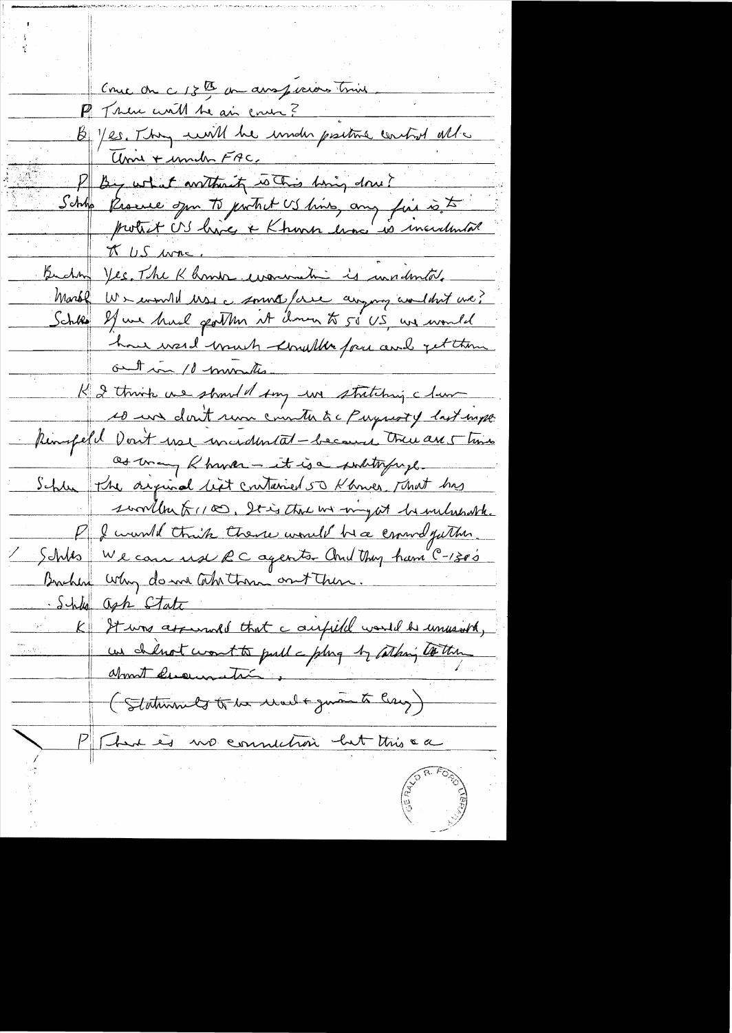Come on a 13th on a 2nd precision time.

P There will be air cover?

B Yes. They will be under positive control all the time + under FAC.

P By what authority is this being done?

Schles Rescue opn to protect US lives, any fire is to protect US lives + Khmer lives is incidental to US one.

Buchen Yes. The Khmer evacuation is incidental.

Marsh We would use same force anyway wouldn't we?

Schles If we had gotten it down to 50 US, we would have used much smaller force and get them out in 10 minutes.

K I think we should say we stretching a law so we don't run counter to Pueblo [?] last night.

Rumsfeld Don't use incidental — because there are 5 times as many Khmer — it is a subterfuge.

Schles The original list contained 50 Khmer. That has swollen to 1100. It is that we might be vulnerable.

P I would think there would be a crowd gather.

Schles We can use RC agents. And they have C-130's.

Buchen Why do we take them out then.

Schles Ask State

K It was assumed that a airfield would be unusable, we did not want to pull a plug by talking to them about evacuation.

(Statements to be made + given to Cong)

P There is no connection but this a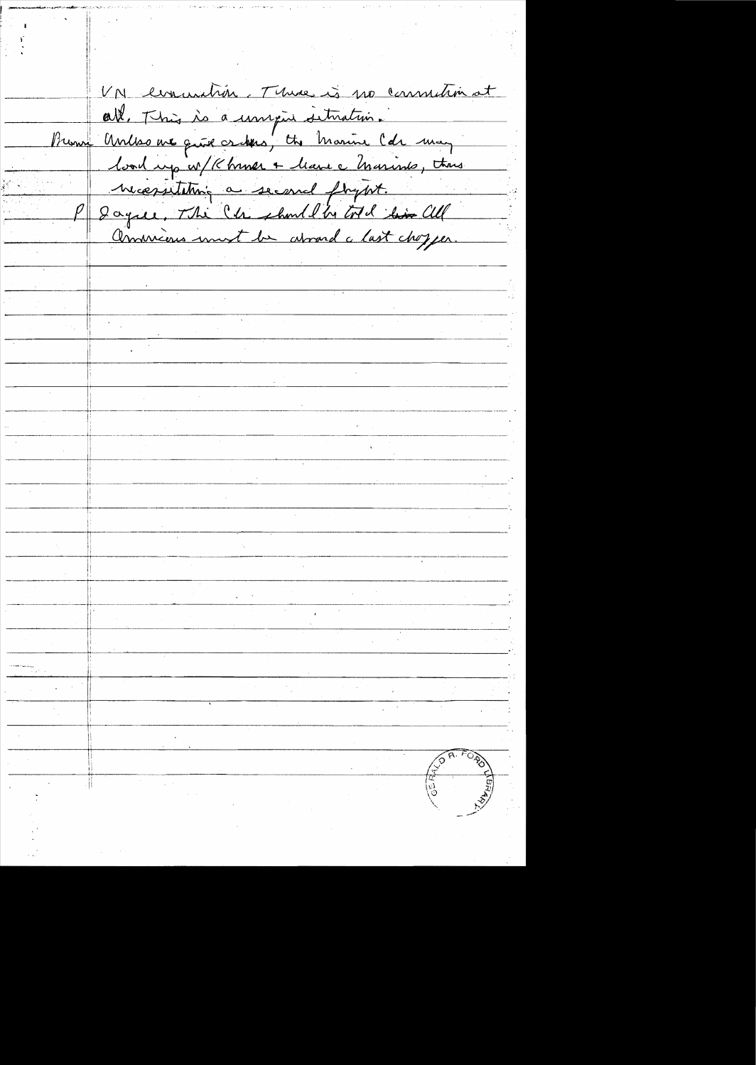VN evacuation. There is no connection at all. This is a unique situation.

Brown Unless we give orders, the Marine Cdr may load up w/Khmer + leave c Marines, thus necessitating a second flight.

P I agree. The Cdr should be told All Americans must be aboard a last chopper.